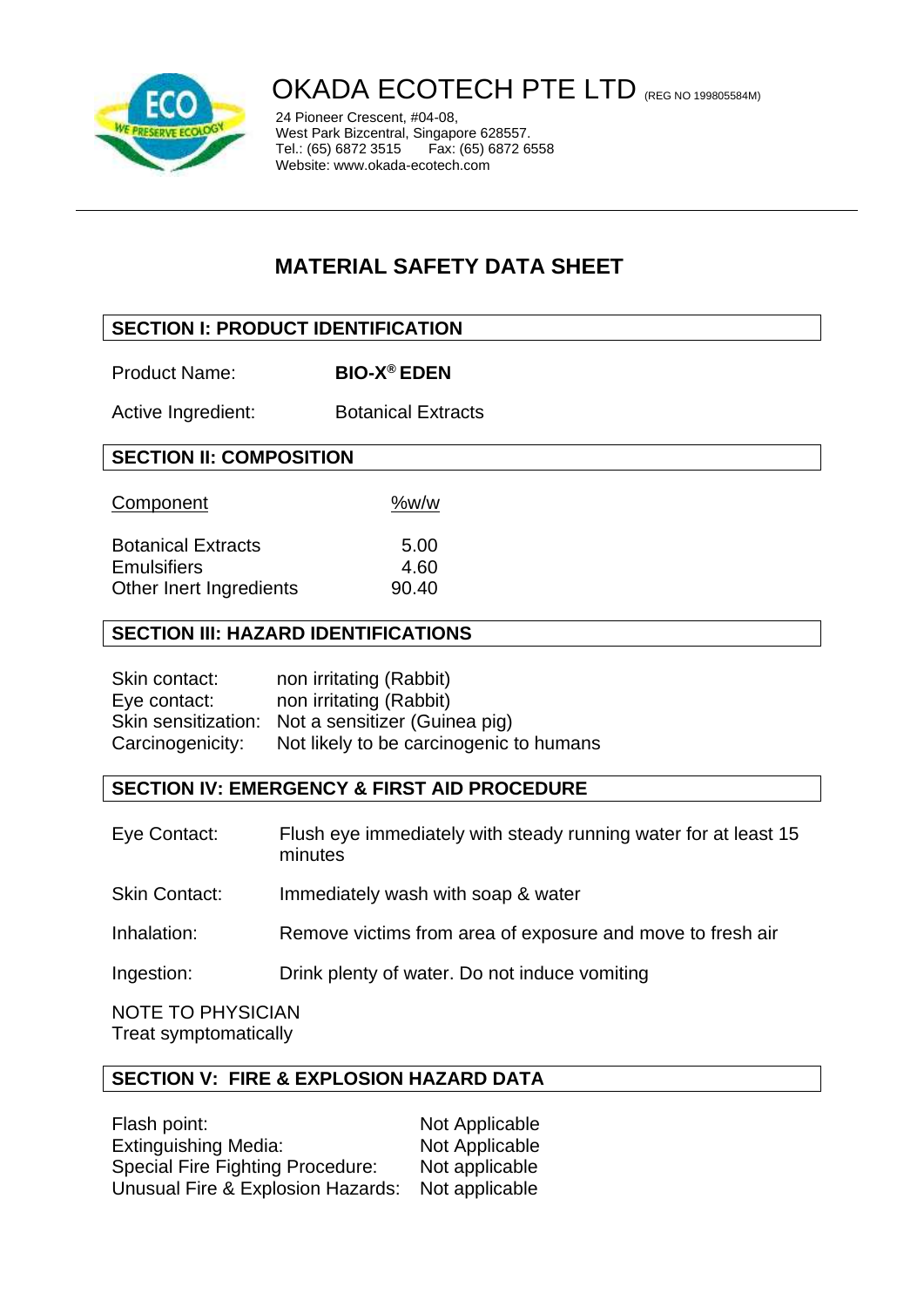# OKADA ECOTECH PTE LTD (REG NO 199805584M)

24 Pioneer Crescent, #04-08,
West Park Bizcentral, Singapore 628557.
Tel.: (65) 6872 3515 Fax: (65) 6872 6558
Website: www.okada-ecotech.com

## MATERIAL SAFETY DATA SHEET

### SECTION I: PRODUCT IDENTIFICATION

Product Name: **BIO-X® EDEN**

Active Ingredient: Botanical Extracts

### SECTION II: COMPOSITION

| Component | %w/w |
|---|---|
| Botanical Extracts | 5.00 |
| Emulsifiers | 4.60 |
| Other Inert Ingredients | 90.40 |

### SECTION III: HAZARD IDENTIFICATIONS

| | |
|---|---|
| Skin contact: | non irritating (Rabbit) |
| Eye contact: | non irritating (Rabbit) |
| Skin sensitization: | Not a sensitizer (Guinea pig) |
| Carcinogenicity: | Not likely to be carcinogenic to humans |

### SECTION IV: EMERGENCY & FIRST AID PROCEDURE

| | |
|---|---|
| Eye Contact: | Flush eye immediately with steady running water for at least 15 minutes |
| Skin Contact: | Immediately wash with soap & water |
| Inhalation: | Remove victims from area of exposure and move to fresh air |
| Ingestion: | Drink plenty of water. Do not induce vomiting |

NOTE TO PHYSICIAN
Treat symptomatically

### SECTION V: FIRE & EXPLOSION HAZARD DATA

| | |
|---|---|
| Flash point: | Not Applicable |
| Extinguishing Media: | Not Applicable |
| Special Fire Fighting Procedure: | Not applicable |
| Unusual Fire & Explosion Hazards: | Not applicable |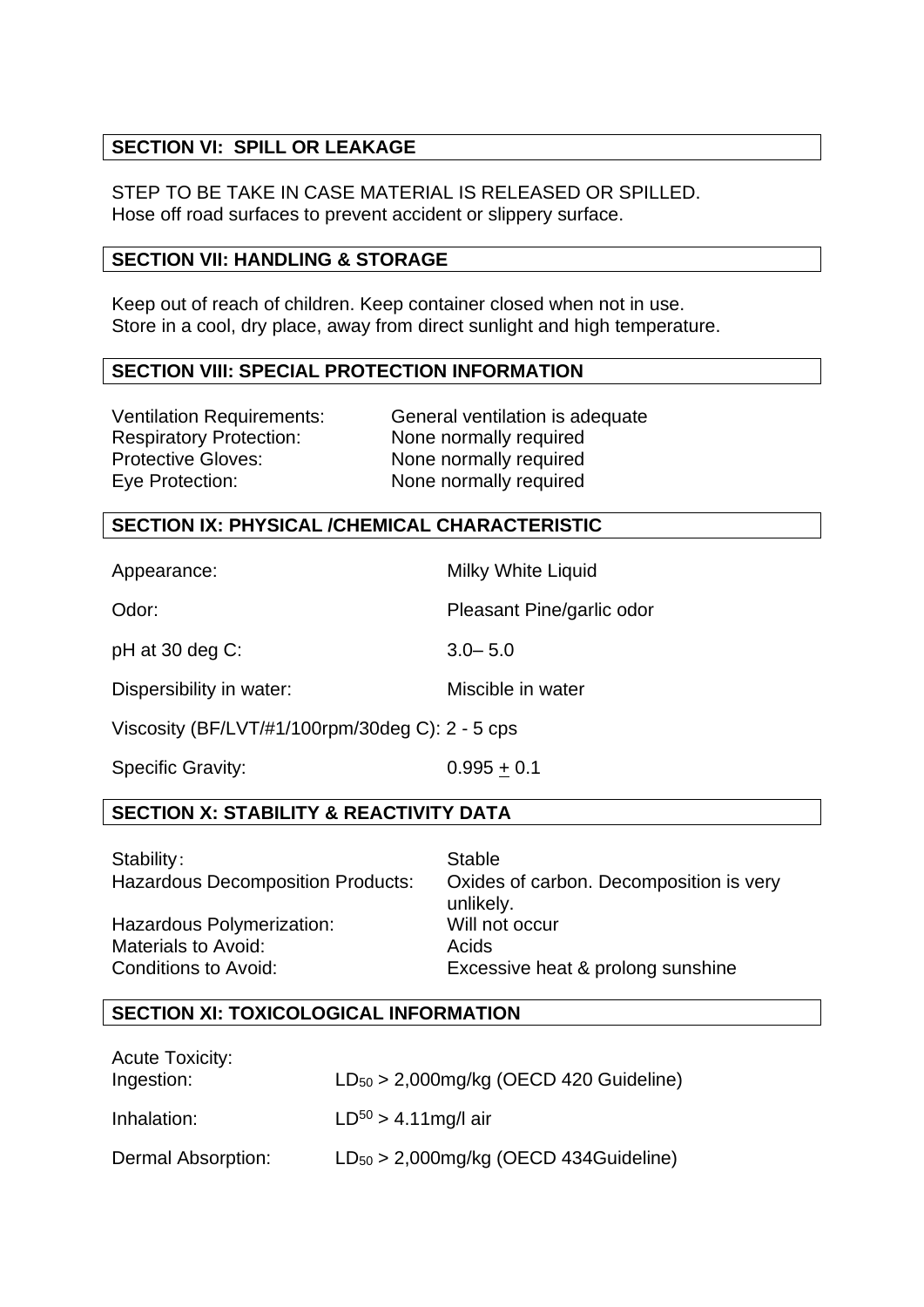## SECTION VI: SPILL OR LEAKAGE

STEP TO BE TAKE IN CASE MATERIAL IS RELEASED OR SPILLED.
Hose off road surfaces to prevent accident or slippery surface.

## SECTION VII: HANDLING & STORAGE

Keep out of reach of children. Keep container closed when not in use.
Store in a cool, dry place, away from direct sunlight and high temperature.

## SECTION VIII: SPECIAL PROTECTION INFORMATION

| | |
|---|---|
| Ventilation Requirements: | General ventilation is adequate |
| Respiratory Protection: | None normally required |
| Protective Gloves: | None normally required |
| Eye Protection: | None normally required |

## SECTION IX: PHYSICAL /CHEMICAL CHARACTERISTIC

| | |
|---|---|
| Appearance: | Milky White Liquid |
| Odor: | Pleasant Pine/garlic odor |
| pH at 30 deg C: | 3.0– 5.0 |
| Dispersibility in water: | Miscible in water |
| Viscosity (BF/LVT/#1/100rpm/30deg C): | 2 - 5 cps |
| Specific Gravity: | $0.995 \pm 0.1$ |

## SECTION X: STABILITY & REACTIVITY DATA

| | |
|---|---|
| Stability: | Stable |
| Hazardous Decomposition Products: | Oxides of carbon. Decomposition is very unlikely. |
| Hazardous Polymerization: | Will not occur |
| Materials to Avoid: | Acids |
| Conditions to Avoid: | Excessive heat & prolong sunshine |

## SECTION XI: TOXICOLOGICAL INFORMATION

Acute Toxicity:

| | |
|---|---|
| Ingestion: | $LD_{50}$ > 2,000mg/kg (OECD 420 Guideline) |
| Inhalation: | $LD^{50}$ > 4.11mg/l air |
| Dermal Absorption: | $LD_{50}$ > 2,000mg/kg (OECD 434Guideline) |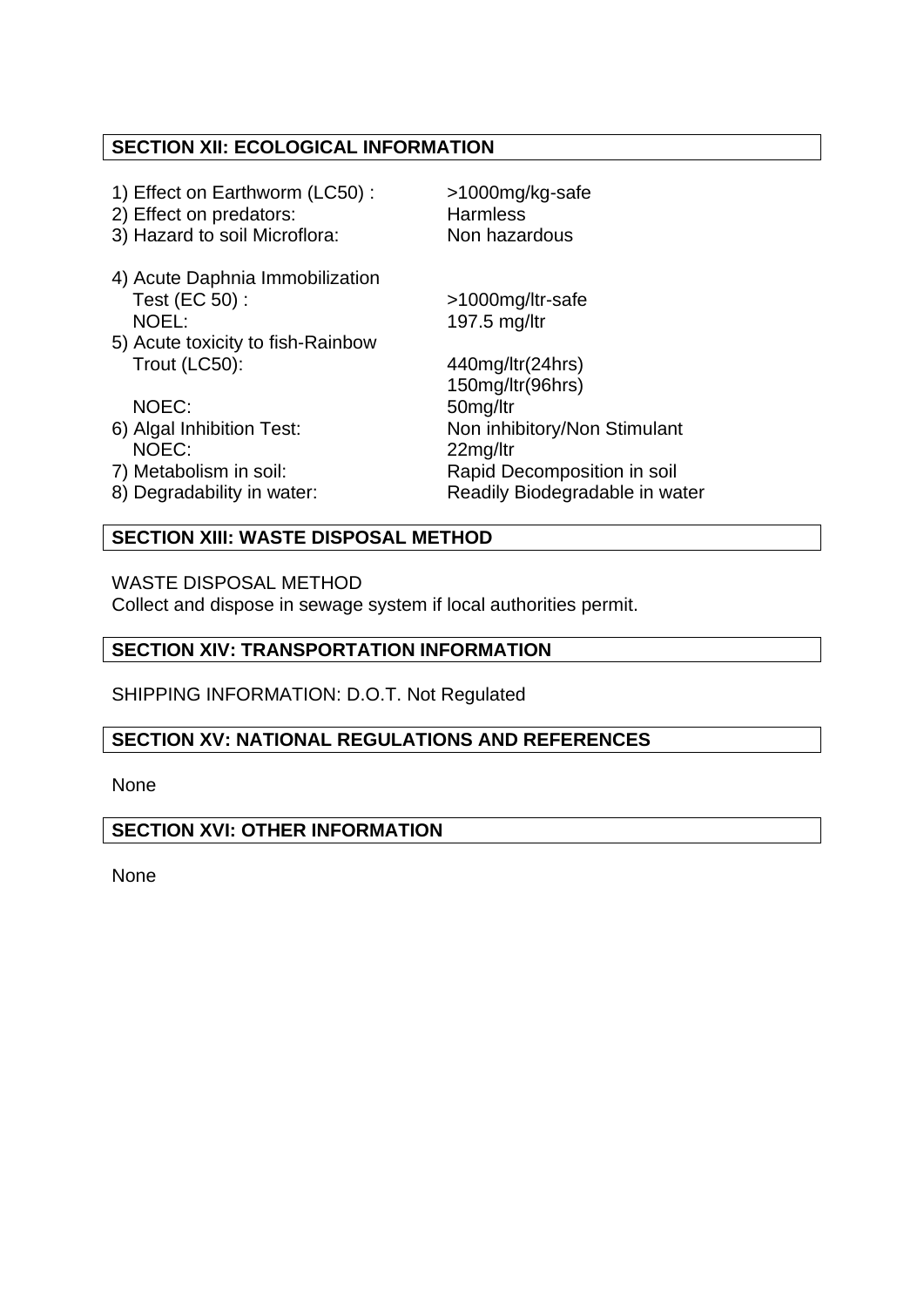## SECTION XII: ECOLOGICAL INFORMATION

| | |
|---|---|
| 1) Effect on Earthworm (LC50) : | >1000mg/kg-safe |
| 2) Effect on predators: | Harmless |
| 3) Hazard to soil Microflora: | Non hazardous |
| 4) Acute Daphnia Immobilization Test (EC 50) : | >1000mg/ltr-safe |
| NOEL: | 197.5 mg/ltr |
| 5) Acute toxicity to fish-Rainbow Trout (LC50): | 440mg/ltr(24hrs)<br>150mg/ltr(96hrs) |
| NOEC: | 50mg/ltr |
| 6) Algal Inhibition Test: | Non inhibitory/Non Stimulant |
| NOEC: | 22mg/ltr |
| 7) Metabolism in soil: | Rapid Decomposition in soil |
| 8) Degradability in water: | Readily Biodegradable in water |

## SECTION XIII: WASTE DISPOSAL METHOD

WASTE DISPOSAL METHOD
Collect and dispose in sewage system if local authorities permit.

## SECTION XIV: TRANSPORTATION INFORMATION

SHIPPING INFORMATION: D.O.T. Not Regulated

## SECTION XV: NATIONAL REGULATIONS AND REFERENCES

None

## SECTION XVI: OTHER INFORMATION

None